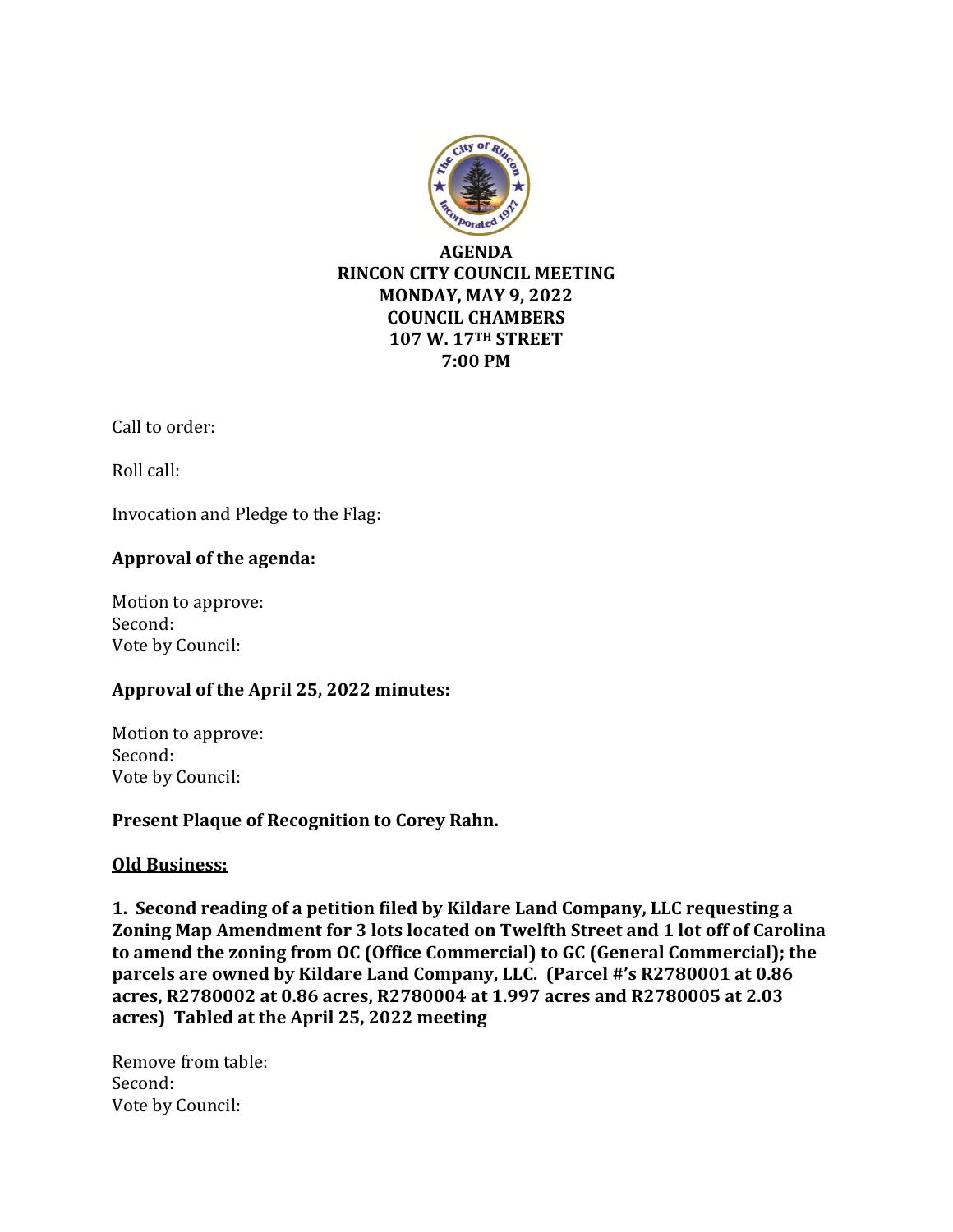# AGENDA
# RINCON CITY COUNCIL MEETING
# MONDAY, MAY 9, 2022
# COUNCIL CHAMBERS
# 107 W. 17TH STREET
# 7:00 PM

Call to order:

Roll call:

Invocation and Pledge to the Flag:

**Approval of the agenda:**

Motion to approve:
Second:
Vote by Council:

**Approval of the April 25, 2022 minutes:**

Motion to approve:
Second:
Vote by Council:

**Present Plaque of Recognition to Corey Rahn.**

**Old Business:**

**1. Second reading of a petition filed by Kildare Land Company, LLC requesting a Zoning Map Amendment for 3 lots located on Twelfth Street and 1 lot off of Carolina to amend the zoning from OC (Office Commercial) to GC (General Commercial); the parcels are owned by Kildare Land Company, LLC. (Parcel #'s R2780001 at 0.86 acres, R2780002 at 0.86 acres, R2780004 at 1.997 acres and R2780005 at 2.03 acres) Tabled at the April 25, 2022 meeting**

Remove from table:
Second:
Vote by Council: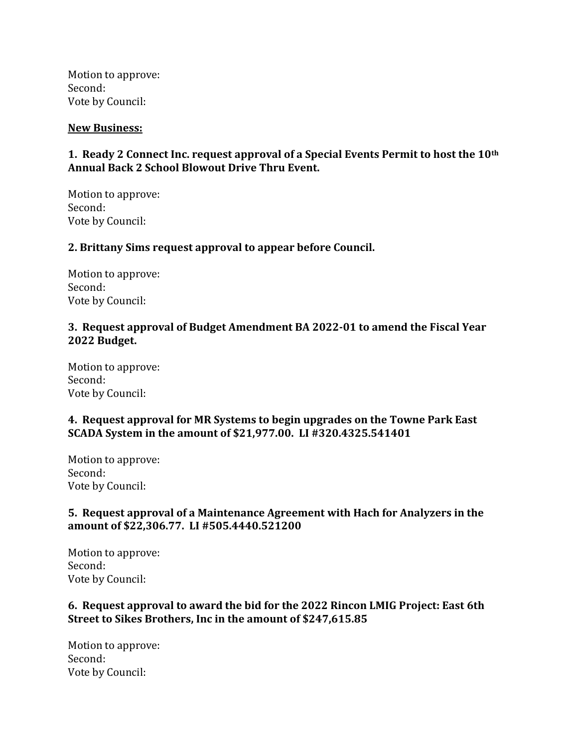Motion to approve:
Second:
Vote by Council:

**New Business:**

**1. Ready 2 Connect Inc. request approval of a Special Events Permit to host the 10th Annual Back 2 School Blowout Drive Thru Event.**

Motion to approve:
Second:
Vote by Council:

**2. Brittany Sims request approval to appear before Council.**

Motion to approve:
Second:
Vote by Council:

**3. Request approval of Budget Amendment BA 2022-01 to amend the Fiscal Year 2022 Budget.**

Motion to approve:
Second:
Vote by Council:

**4. Request approval for MR Systems to begin upgrades on the Towne Park East SCADA System in the amount of $21,977.00. LI #320.4325.541401**

Motion to approve:
Second:
Vote by Council:

**5. Request approval of a Maintenance Agreement with Hach for Analyzers in the amount of $22,306.77. LI #505.4440.521200**

Motion to approve:
Second:
Vote by Council:

**6. Request approval to award the bid for the 2022 Rincon LMIG Project: East 6th Street to Sikes Brothers, Inc in the amount of $247,615.85**

Motion to approve:
Second:
Vote by Council: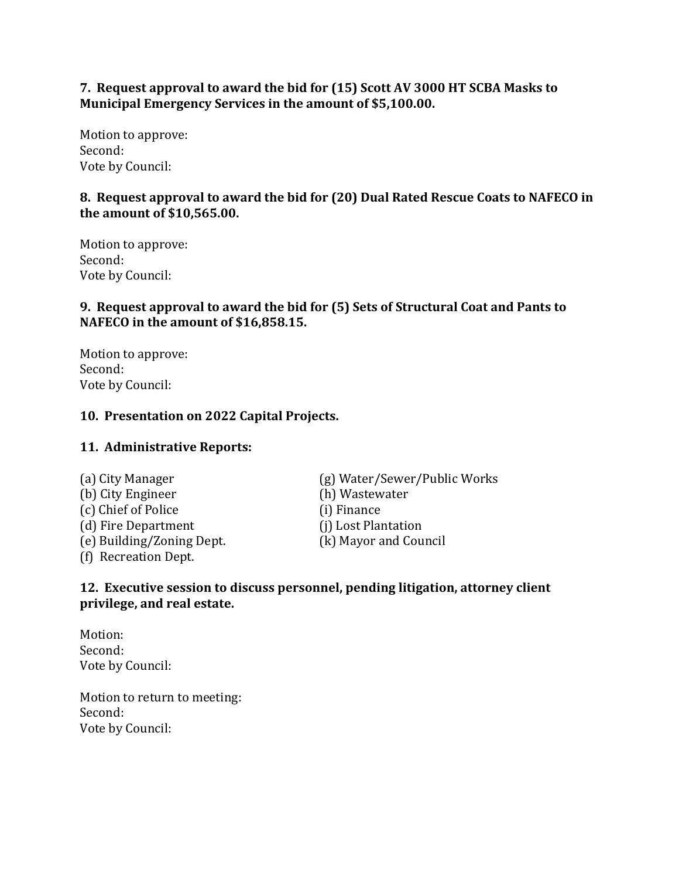**7. Request approval to award the bid for (15) Scott AV 3000 HT SCBA Masks to Municipal Emergency Services in the amount of $5,100.00.**

Motion to approve:
Second:
Vote by Council:

**8. Request approval to award the bid for (20) Dual Rated Rescue Coats to NAFECO in the amount of $10,565.00.**

Motion to approve:
Second:
Vote by Council:

**9. Request approval to award the bid for (5) Sets of Structural Coat and Pants to NAFECO in the amount of $16,858.15.**

Motion to approve:
Second:
Vote by Council:

**10. Presentation on 2022 Capital Projects.**

**11. Administrative Reports:**

(a) City Manager
(b) City Engineer
(c) Chief of Police
(d) Fire Department
(e) Building/Zoning Dept.
(f) Recreation Dept.
(g) Water/Sewer/Public Works
(h) Wastewater
(i) Finance
(j) Lost Plantation
(k) Mayor and Council

**12. Executive session to discuss personnel, pending litigation, attorney client privilege, and real estate.**

Motion:
Second:
Vote by Council:

Motion to return to meeting:
Second:
Vote by Council: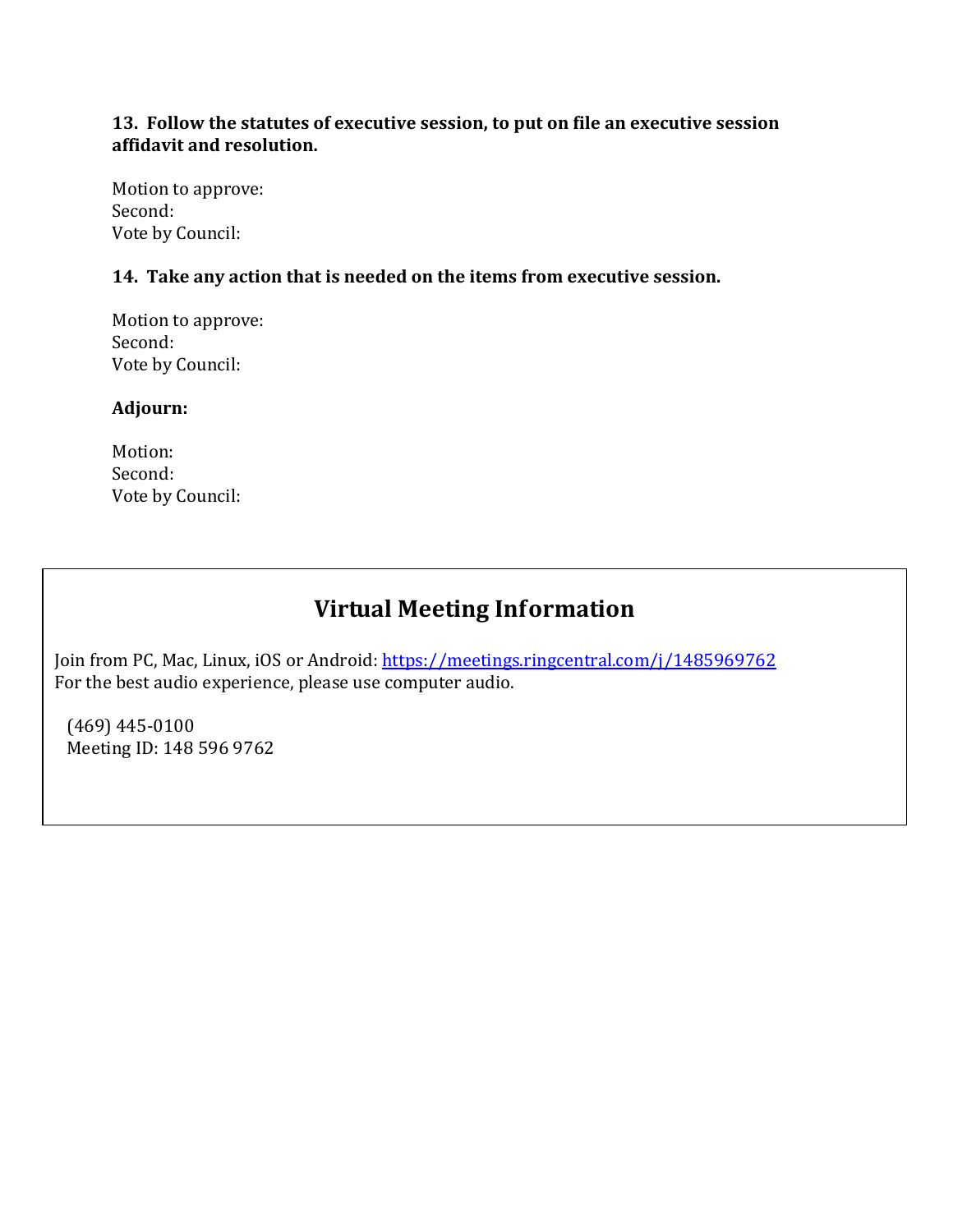**13. Follow the statutes of executive session, to put on file an executive session affidavit and resolution.**

Motion to approve:
Second:
Vote by Council:

**14. Take any action that is needed on the items from executive session.**

Motion to approve:
Second:
Vote by Council:

**Adjourn:**

Motion:
Second:
Vote by Council:

## Virtual Meeting Information

Join from PC, Mac, Linux, iOS or Android: https://meetings.ringcentral.com/j/1485969762
For the best audio experience, please use computer audio.

(469) 445-0100
Meeting ID: 148 596 9762